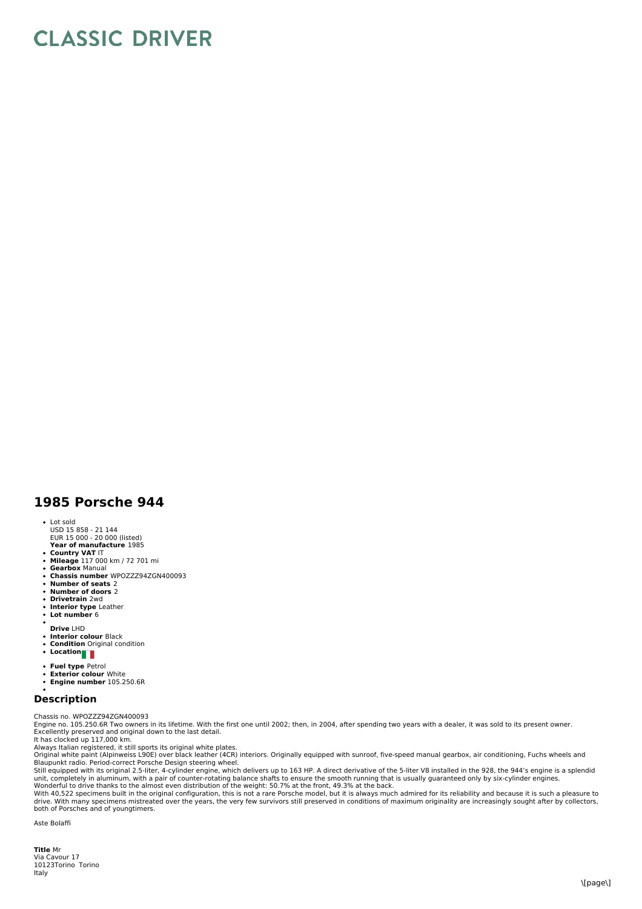# CLASSIC DRIVER

## 1985 Porsche 944

- Lot sold
  USD 15 858 - 21 144
  EUR 15 000 - 20 000 (listed)
  **Year of manufacture** 1985
- **Country VAT** IT
- **Mileage** 117 000 km / 72 701 mi
- **Gearbox** Manual
- **Chassis number** WPOZZZ94ZGN400093
- **Number of seats** 2
- **Number of doors** 2
- **Drivetrain** 2wd
- **Interior type** Leather
- **Lot number** 6
- **Drive** LHD
- **Interior colour** Black
- **Condition** Original condition
- **Location**
- **Fuel type** Petrol
- **Exterior colour** White
- **Engine number** 105.250.6R

### Description

Chassis no. WPOZZZ94ZGN400093
Engine no. 105.250.6R Two owners in its lifetime. With the first one until 2002; then, in 2004, after spending two years with a dealer, it was sold to its present owner.
Excellently preserved and original down to the last detail.
It has clocked up 117,000 km.
Always Italian registered, it still sports its original white plates.
Original white paint (Alpinweiss L90E) over black leather (4CR) interiors. Originally equipped with sunroof, five-speed manual gearbox, air conditioning, Fuchs wheels and Blaupunkt radio. Period-correct Porsche Design steering wheel.
Still equipped with its original 2.5-liter, 4-cylinder engine, which delivers up to 163 HP. A direct derivative of the 5-liter V8 installed in the 928, the 944's engine is a splendid unit, completely in aluminum, with a pair of counter-rotating balance shafts to ensure the smooth running that is usually guaranteed only by six-cylinder engines.
Wonderful to drive thanks to the almost even distribution of the weight: 50.7% at the front, 49.3% at the back.
With 40,522 specimens built in the original configuration, this is not a rare Porsche model, but it is always much admired for its reliability and because it is such a pleasure to drive. With many specimens mistreated over the years, the very few survivors still preserved in conditions of maximum originality are increasingly sought after by collectors, both of Porsches and of youngtimers.

Aste Bolaffi

**Title** Mr
Via Cavour 17
10123Torino Torino
Italy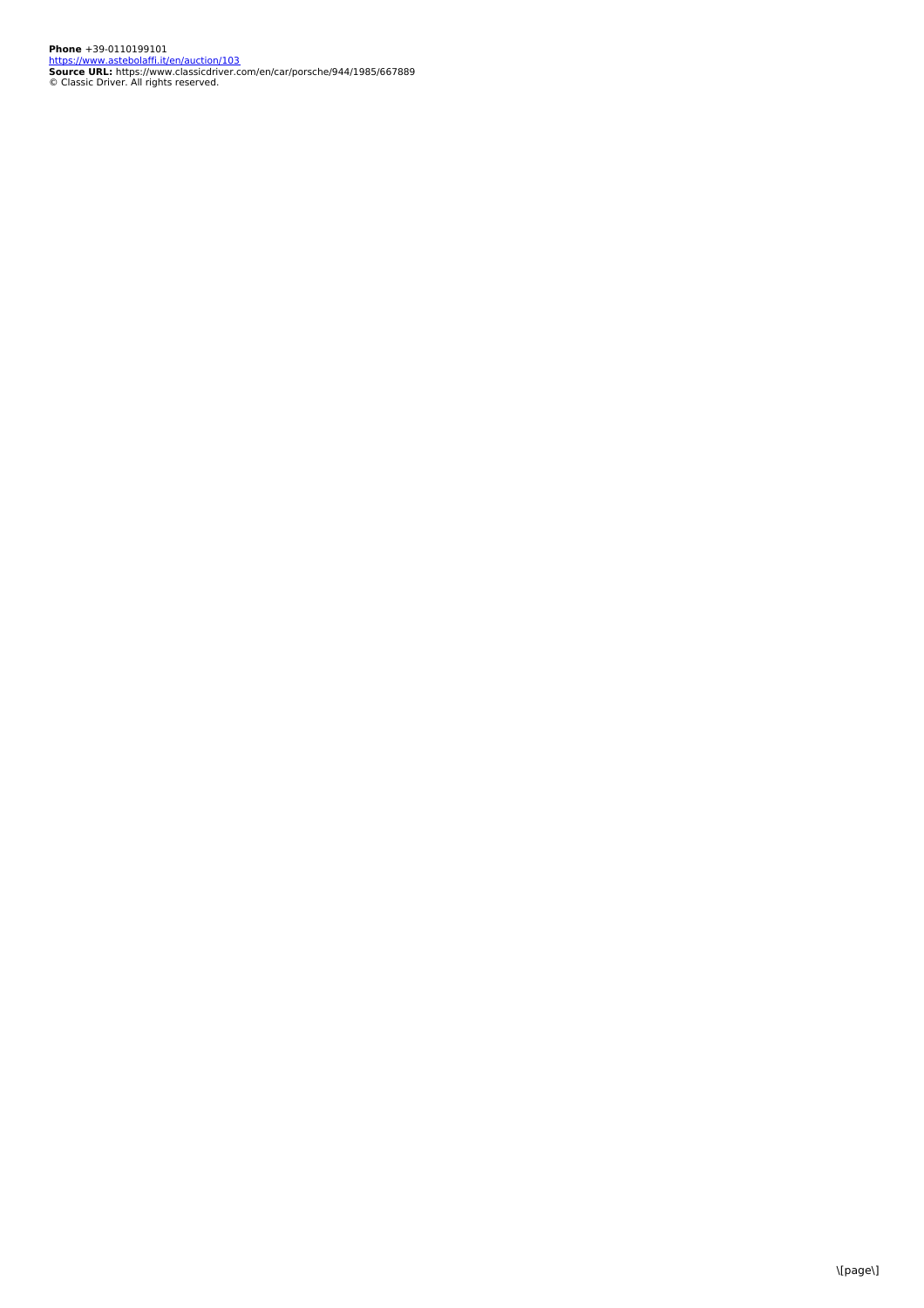**Phone** +39-0110199101
https://www.astebolaffi.it/en/auction/103
**Source URL:** https://www.classicdriver.com/en/car/porsche/944/1985/667889
© Classic Driver. All rights reserved.